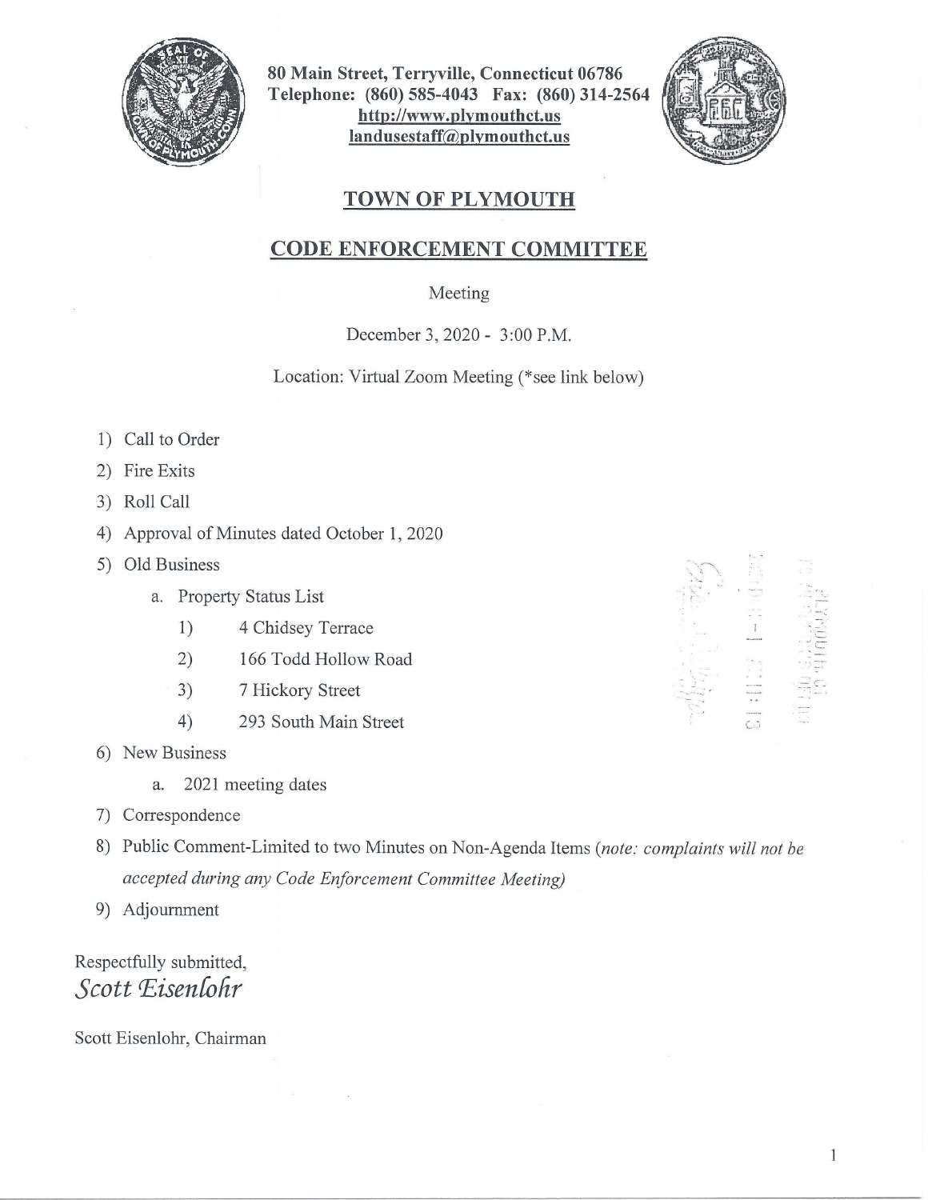80 Main Street, Terryville, Connecticut 06786
Telephone: (860) 585-4043 Fax: (860) 314-2564
http://www.plymouthct.us
landusestaff@plymouthct.us

# TOWN OF PLYMOUTH

## CODE ENFORCEMENT COMMITTEE

Meeting

December 3, 2020 - 3:00 P.M.

Location: Virtual Zoom Meeting (*see link below)

1) Call to Order
2) Fire Exits
3) Roll Call
4) Approval of Minutes dated October 1, 2020
5) Old Business
   a. Property Status List
      1) 4 Chidsey Terrace
      2) 166 Todd Hollow Road
      3) 7 Hickory Street
      4) 293 South Main Street
6) New Business
   a. 2021 meeting dates
7) Correspondence
8) Public Comment-Limited to two Minutes on Non-Agenda Items (*note: complaints will not be accepted during any Code Enforcement Committee Meeting*)
9) Adjournment

Respectfully submitted,
*Scott Eisenlohr*

Scott Eisenlohr, Chairman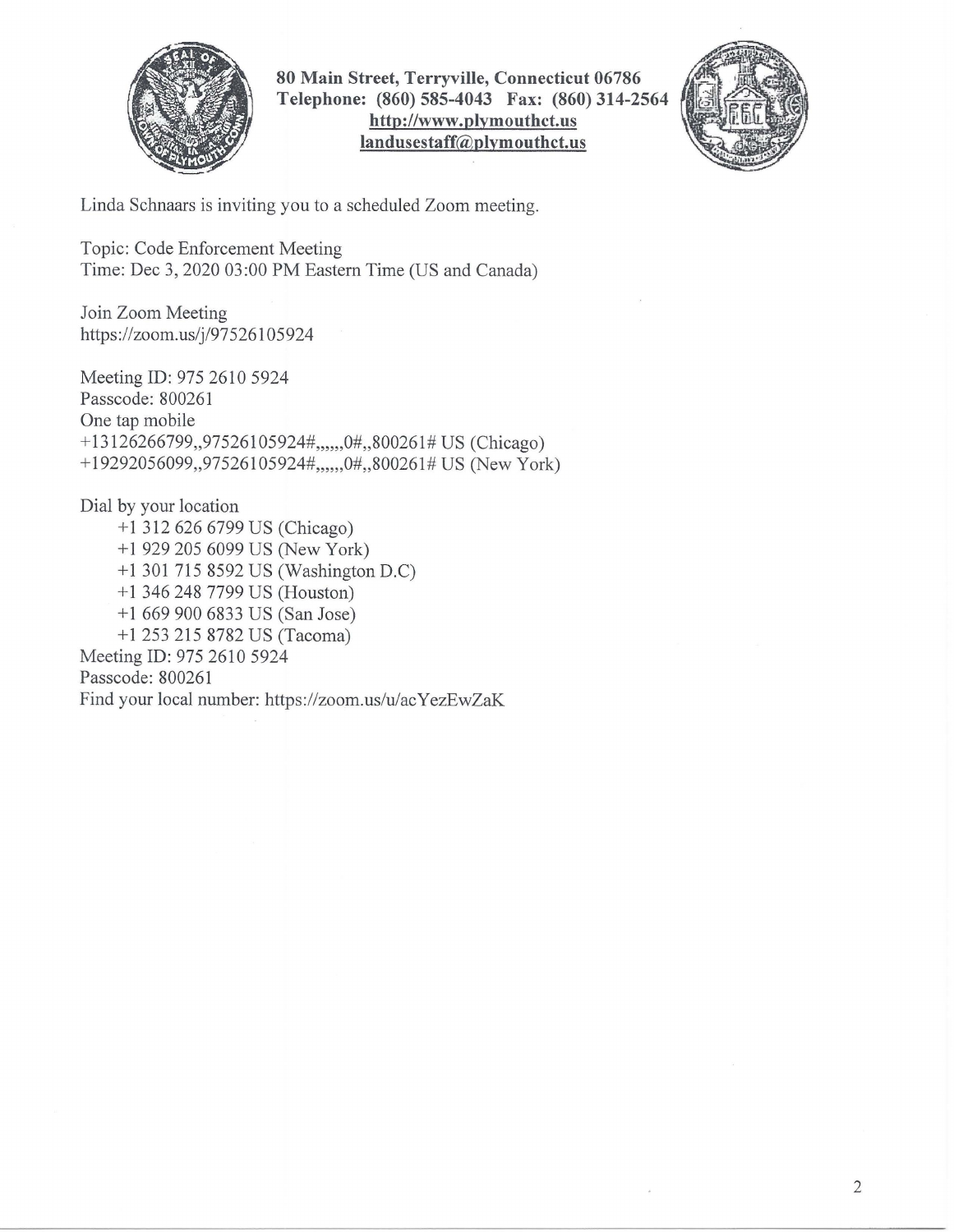**80 Main Street, Terryville, Connecticut 06786**
**Telephone: (860) 585-4043 Fax: (860) 314-2564**
**http://www.plymouthct.us**
**landusestaff@plymouthct.us**

Linda Schnaars is inviting you to a scheduled Zoom meeting.

Topic: Code Enforcement Meeting
Time: Dec 3, 2020 03:00 PM Eastern Time (US and Canada)

Join Zoom Meeting
https://zoom.us/j/97526105924

Meeting ID: 975 2610 5924
Passcode: 800261
One tap mobile
+13126266799,,97526105924#,,,,,,0#,,800261# US (Chicago)
+19292056099,,97526105924#,,,,,,0#,,800261# US (New York)

Dial by your location
+1 312 626 6799 US (Chicago)
+1 929 205 6099 US (New York)
+1 301 715 8592 US (Washington D.C)
+1 346 248 7799 US (Houston)
+1 669 900 6833 US (San Jose)
+1 253 215 8782 US (Tacoma)
Meeting ID: 975 2610 5924
Passcode: 800261
Find your local number: https://zoom.us/u/acYezEwZaK